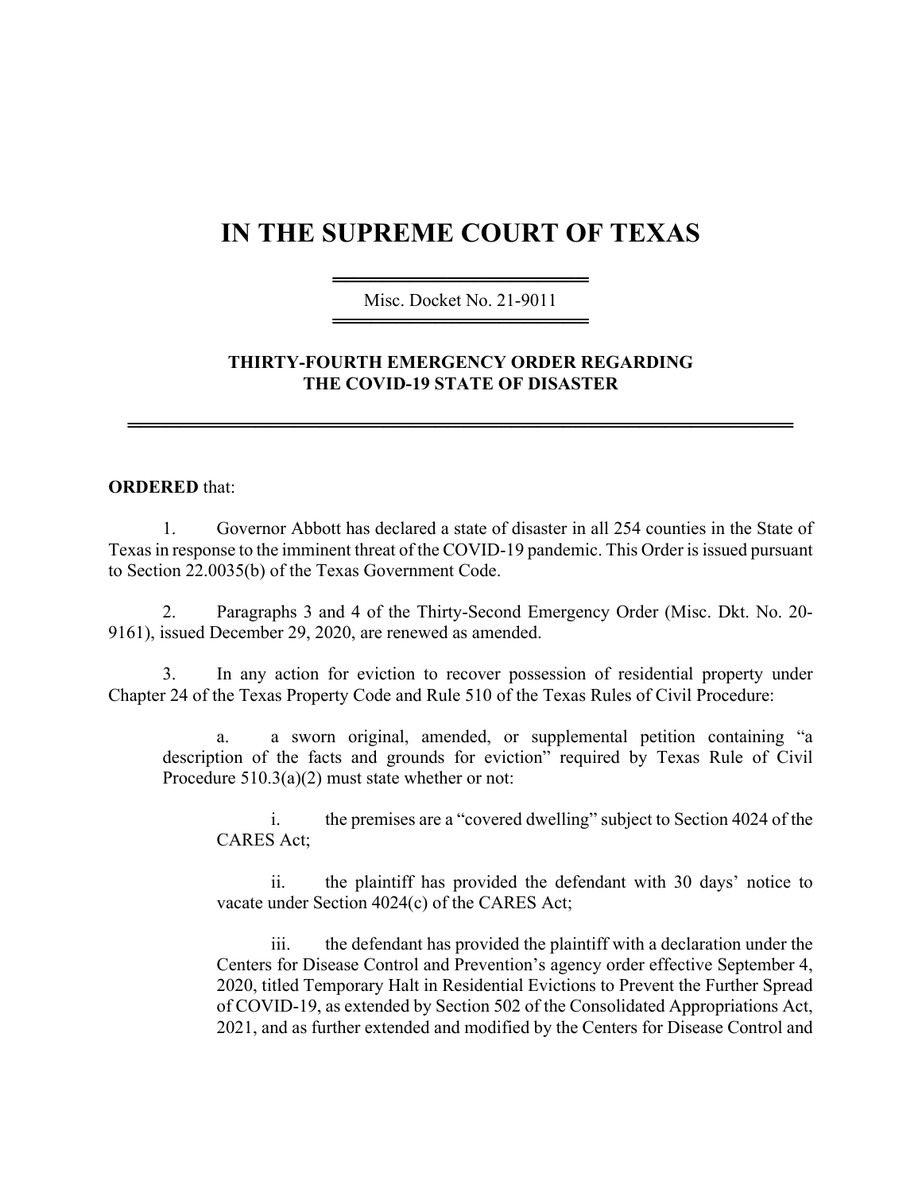# IN THE SUPREME COURT OF TEXAS

Misc. Docket No. 21-9011

### THIRTY-FOURTH EMERGENCY ORDER REGARDING THE COVID-19 STATE OF DISASTER

**ORDERED** that:

1. Governor Abbott has declared a state of disaster in all 254 counties in the State of Texas in response to the imminent threat of the COVID-19 pandemic. This Order is issued pursuant to Section 22.0035(b) of the Texas Government Code.

2. Paragraphs 3 and 4 of the Thirty-Second Emergency Order (Misc. Dkt. No. 20-9161), issued December 29, 2020, are renewed as amended.

3. In any action for eviction to recover possession of residential property under Chapter 24 of the Texas Property Code and Rule 510 of the Texas Rules of Civil Procedure:

    a. a sworn original, amended, or supplemental petition containing "a description of the facts and grounds for eviction" required by Texas Rule of Civil Procedure 510.3(a)(2) must state whether or not:

        i. the premises are a "covered dwelling" subject to Section 4024 of the CARES Act;

        ii. the plaintiff has provided the defendant with 30 days' notice to vacate under Section 4024(c) of the CARES Act;

        iii. the defendant has provided the plaintiff with a declaration under the Centers for Disease Control and Prevention's agency order effective September 4, 2020, titled Temporary Halt in Residential Evictions to Prevent the Further Spread of COVID-19, as extended by Section 502 of the Consolidated Appropriations Act, 2021, and as further extended and modified by the Centers for Disease Control and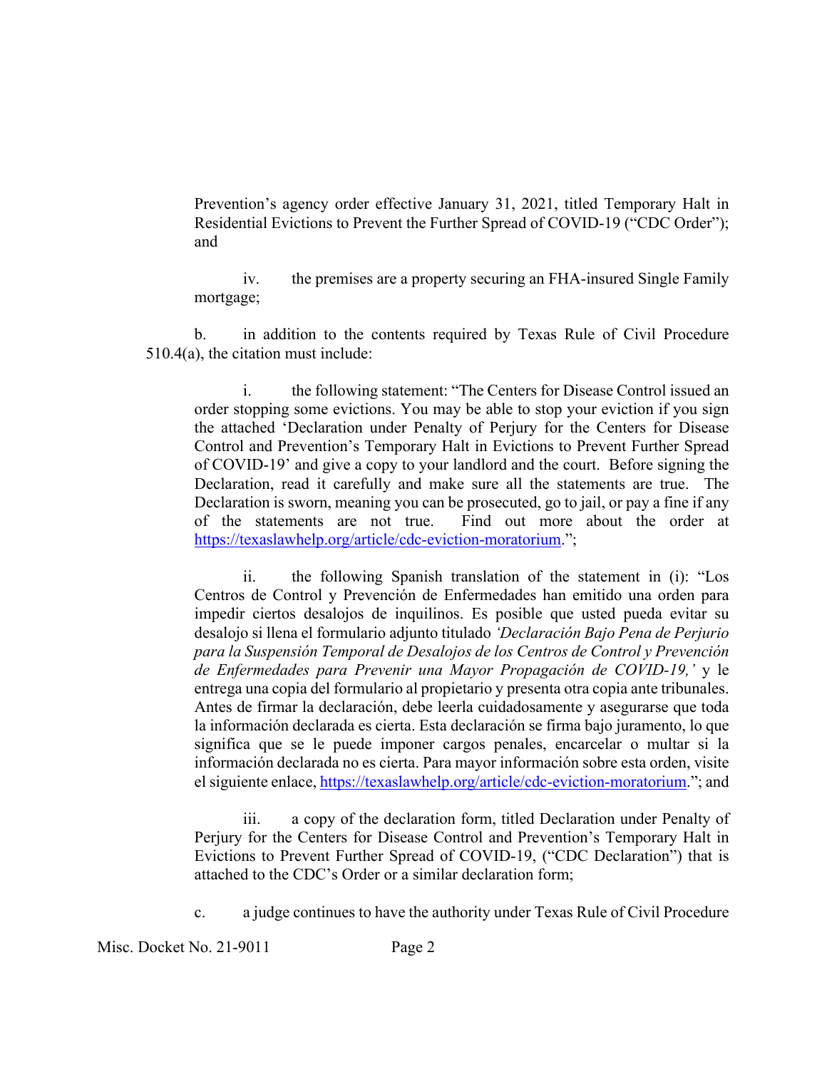Prevention's agency order effective January 31, 2021, titled Temporary Halt in Residential Evictions to Prevent the Further Spread of COVID-19 ("CDC Order"); and

iv. the premises are a property securing an FHA-insured Single Family mortgage;

b. in addition to the contents required by Texas Rule of Civil Procedure 510.4(a), the citation must include:

i. the following statement: "The Centers for Disease Control issued an order stopping some evictions. You may be able to stop your eviction if you sign the attached 'Declaration under Penalty of Perjury for the Centers for Disease Control and Prevention's Temporary Halt in Evictions to Prevent Further Spread of COVID-19' and give a copy to your landlord and the court. Before signing the Declaration, read it carefully and make sure all the statements are true. The Declaration is sworn, meaning you can be prosecuted, go to jail, or pay a fine if any of the statements are not true. Find out more about the order at https://texaslawhelp.org/article/cdc-eviction-moratorium.";

ii. the following Spanish translation of the statement in (i): "Los Centros de Control y Prevención de Enfermedades han emitido una orden para impedir ciertos desalojos de inquilinos. Es posible que usted pueda evitar su desalojo si llena el formulario adjunto titulado *'Declaración Bajo Pena de Perjurio para la Suspensión Temporal de Desalojos de los Centros de Control y Prevención de Enfermedades para Prevenir una Mayor Propagación de COVID-19,'* y le entrega una copia del formulario al propietario y presenta otra copia ante tribunales. Antes de firmar la declaración, debe leerla cuidadosamente y asegurarse que toda la información declarada es cierta. Esta declaración se firma bajo juramento, lo que significa que se le puede imponer cargos penales, encarcelar o multar si la información declarada no es cierta. Para mayor información sobre esta orden, visite el siguiente enlace, https://texaslawhelp.org/article/cdc-eviction-moratorium."; and

iii. a copy of the declaration form, titled Declaration under Penalty of Perjury for the Centers for Disease Control and Prevention's Temporary Halt in Evictions to Prevent Further Spread of COVID-19, ("CDC Declaration") that is attached to the CDC's Order or a similar declaration form;

c. a judge continues to have the authority under Texas Rule of Civil Procedure

Misc. Docket No. 21-9011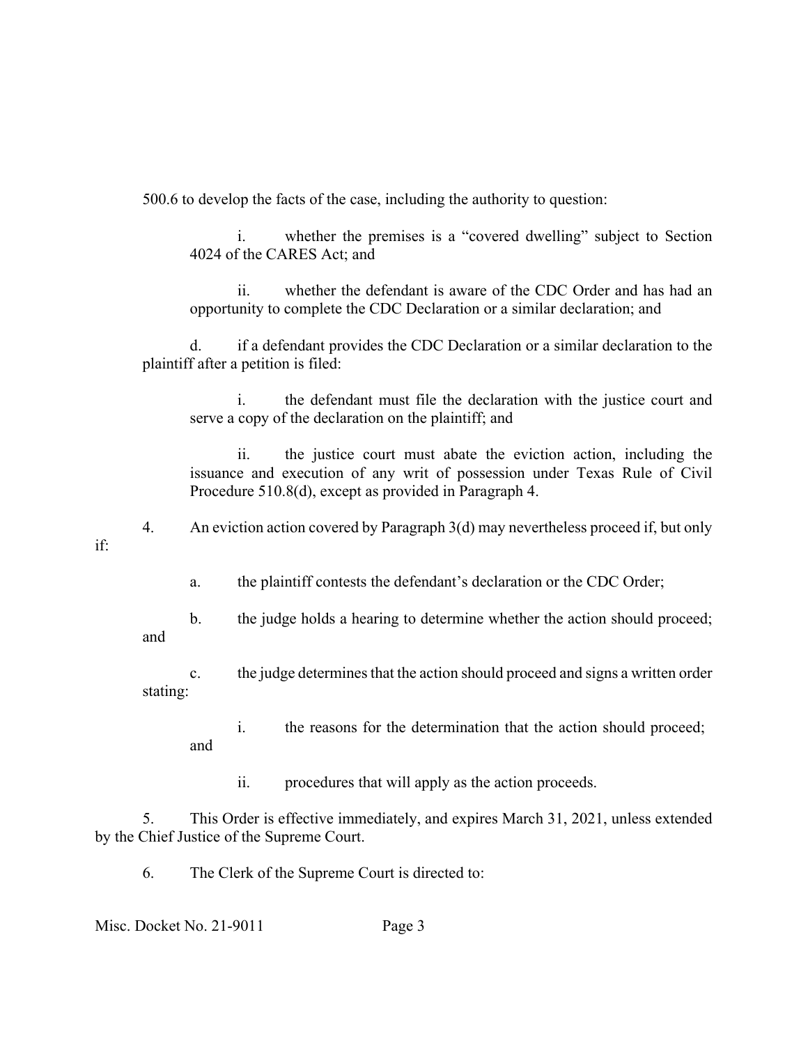500.6 to develop the facts of the case, including the authority to question:

> i. whether the premises is a "covered dwelling" subject to Section 4024 of the CARES Act; and
>
> ii. whether the defendant is aware of the CDC Order and has had an opportunity to complete the CDC Declaration or a similar declaration; and

d. if a defendant provides the CDC Declaration or a similar declaration to the plaintiff after a petition is filed:

> i. the defendant must file the declaration with the justice court and serve a copy of the declaration on the plaintiff; and
>
> ii. the justice court must abate the eviction action, including the issuance and execution of any writ of possession under Texas Rule of Civil Procedure 510.8(d), except as provided in Paragraph 4.

4. An eviction action covered by Paragraph 3(d) may nevertheless proceed if, but only if:

   a. the plaintiff contests the defendant's declaration or the CDC Order;

   b. the judge holds a hearing to determine whether the action should proceed; and

   c. the judge determines that the action should proceed and signs a written order stating:

      i. the reasons for the determination that the action should proceed; and

      ii. procedures that will apply as the action proceeds.

5. This Order is effective immediately, and expires March 31, 2021, unless extended by the Chief Justice of the Supreme Court.

6. The Clerk of the Supreme Court is directed to:

Misc. Docket No. 21-9011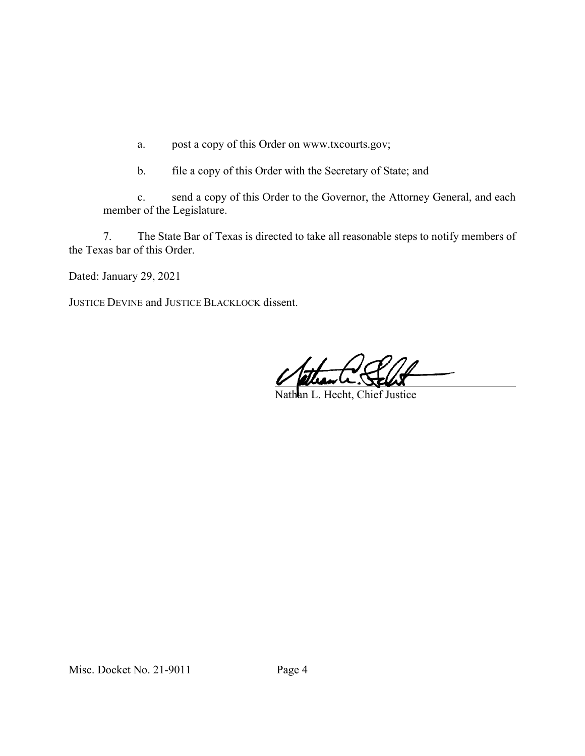a. post a copy of this Order on www.txcourts.gov;

b. file a copy of this Order with the Secretary of State; and

c. send a copy of this Order to the Governor, the Attorney General, and each member of the Legislature.

7. The State Bar of Texas is directed to take all reasonable steps to notify members of the Texas bar of this Order.

Dated: January 29, 2021

JUSTICE DEVINE and JUSTICE BLACKLOCK dissent.

Nathan L. Hecht, Chief Justice

Misc. Docket No. 21-9011